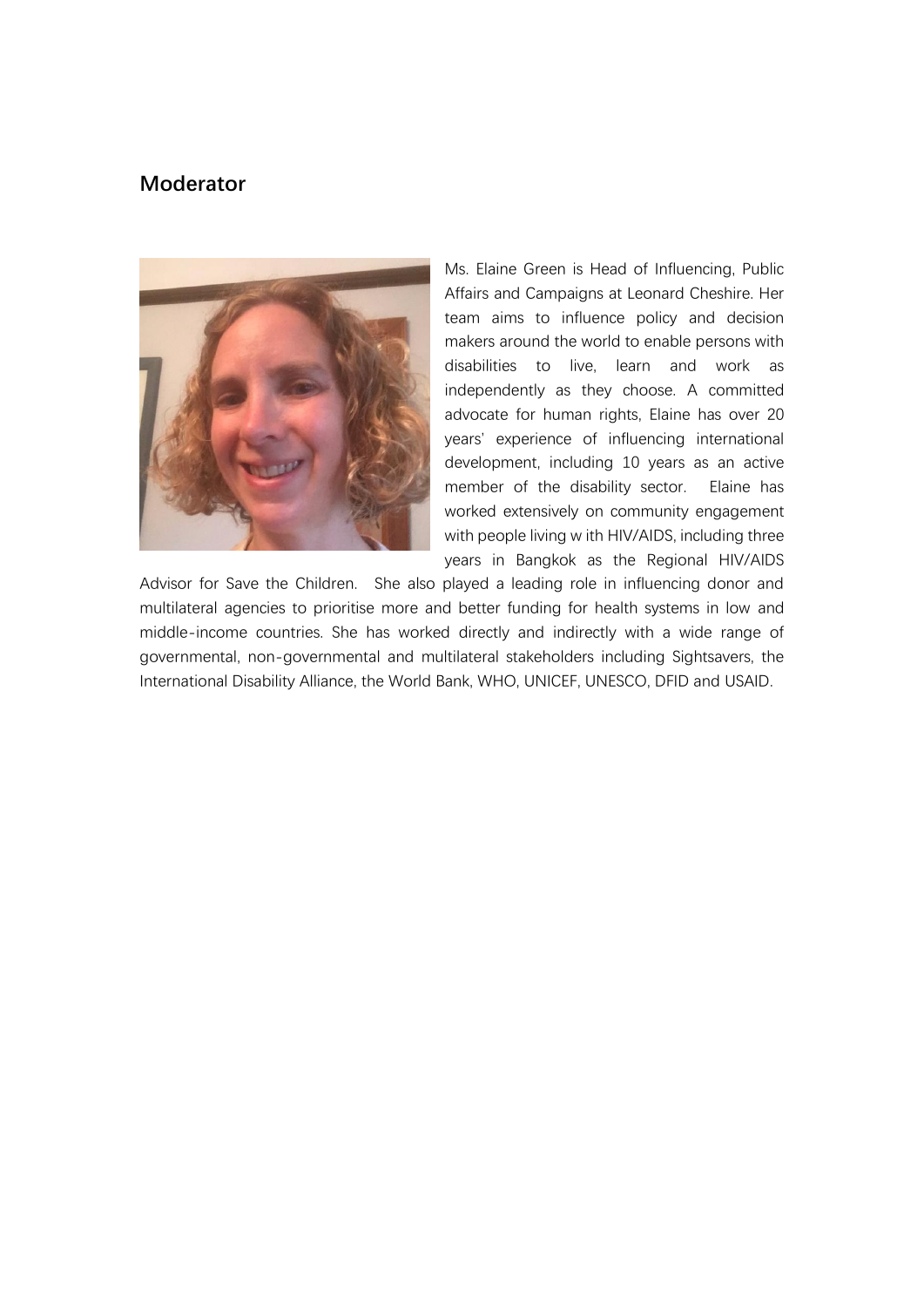## Moderator

Ms. Elaine Green is Head of Influencing, Public Affairs and Campaigns at Leonard Cheshire. Her team aims to influence policy and decision makers around the world to enable persons with disabilities to live, learn and work as independently as they choose. A committed advocate for human rights, Elaine has over 20 years' experience of influencing international development, including 10 years as an active member of the disability sector. Elaine has worked extensively on community engagement with people living w ith HIV/AIDS, including three years in Bangkok as the Regional HIV/AIDS Advisor for Save the Children. She also played a leading role in influencing donor and multilateral agencies to prioritise more and better funding for health systems in low and middle-income countries. She has worked directly and indirectly with a wide range of governmental, non-governmental and multilateral stakeholders including Sightsavers, the International Disability Alliance, the World Bank, WHO, UNICEF, UNESCO, DFID and USAID.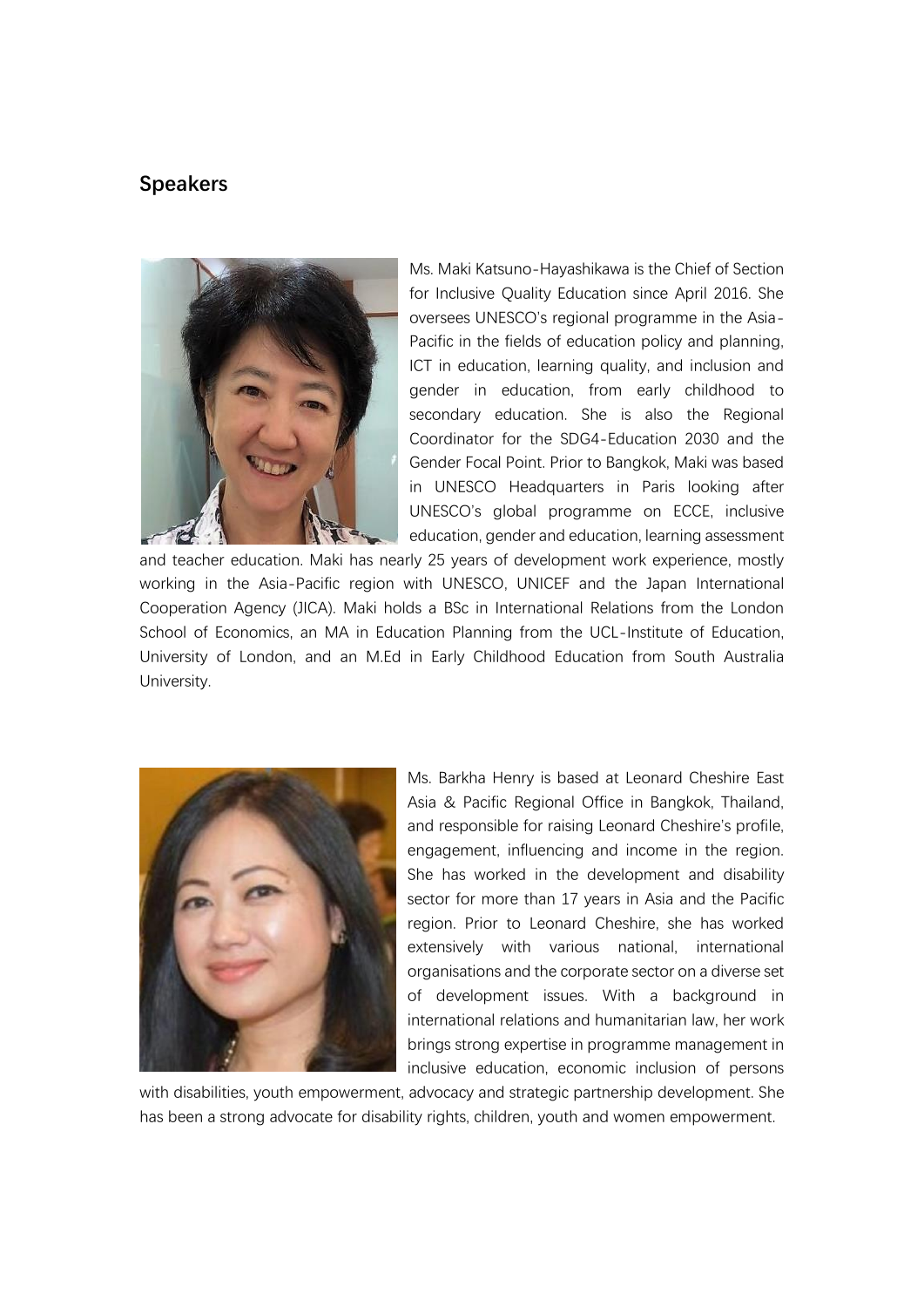## Speakers

Ms. Maki Katsuno-Hayashikawa is the Chief of Section for Inclusive Quality Education since April 2016. She oversees UNESCO's regional programme in the Asia-Pacific in the fields of education policy and planning, ICT in education, learning quality, and inclusion and gender in education, from early childhood to secondary education. She is also the Regional Coordinator for the SDG4-Education 2030 and the Gender Focal Point. Prior to Bangkok, Maki was based in UNESCO Headquarters in Paris looking after UNESCO's global programme on ECCE, inclusive education, gender and education, learning assessment and teacher education. Maki has nearly 25 years of development work experience, mostly working in the Asia-Pacific region with UNESCO, UNICEF and the Japan International Cooperation Agency (JICA). Maki holds a BSc in International Relations from the London School of Economics, an MA in Education Planning from the UCL-Institute of Education, University of London, and an M.Ed in Early Childhood Education from South Australia University.

Ms. Barkha Henry is based at Leonard Cheshire East Asia & Pacific Regional Office in Bangkok, Thailand, and responsible for raising Leonard Cheshire's profile, engagement, influencing and income in the region. She has worked in the development and disability sector for more than 17 years in Asia and the Pacific region. Prior to Leonard Cheshire, she has worked extensively with various national, international organisations and the corporate sector on a diverse set of development issues. With a background in international relations and humanitarian law, her work brings strong expertise in programme management in inclusive education, economic inclusion of persons with disabilities, youth empowerment, advocacy and strategic partnership development. She has been a strong advocate for disability rights, children, youth and women empowerment.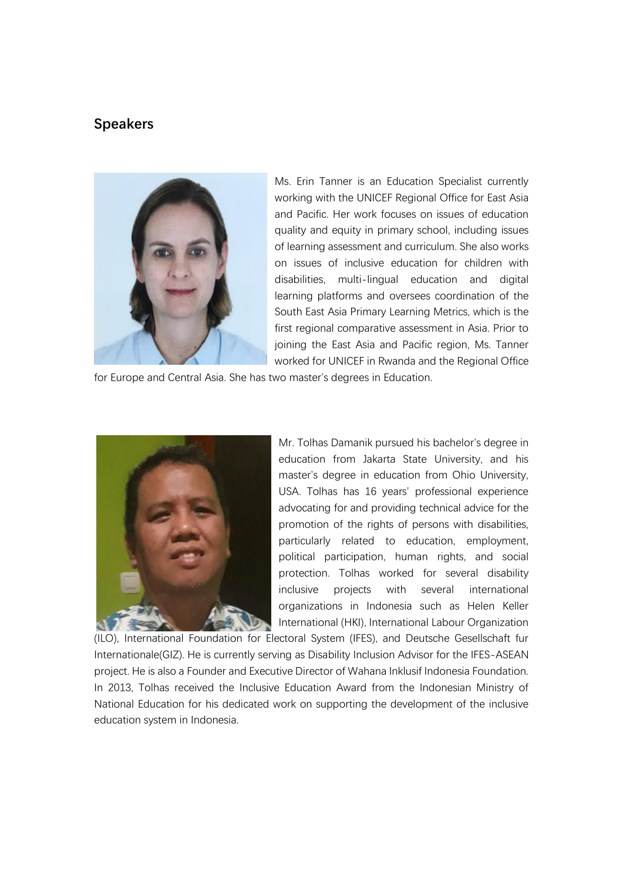## Speakers

Ms. Erin Tanner is an Education Specialist currently working with the UNICEF Regional Office for East Asia and Pacific. Her work focuses on issues of education quality and equity in primary school, including issues of learning assessment and curriculum. She also works on issues of inclusive education for children with disabilities, multi-lingual education and digital learning platforms and oversees coordination of the South East Asia Primary Learning Metrics, which is the first regional comparative assessment in Asia. Prior to joining the East Asia and Pacific region, Ms. Tanner worked for UNICEF in Rwanda and the Regional Office for Europe and Central Asia. She has two master's degrees in Education.

Mr. Tolhas Damanik pursued his bachelor's degree in education from Jakarta State University, and his master's degree in education from Ohio University, USA. Tolhas has 16 years' professional experience advocating for and providing technical advice for the promotion of the rights of persons with disabilities, particularly related to education, employment, political participation, human rights, and social protection. Tolhas worked for several disability inclusive projects with several international organizations in Indonesia such as Helen Keller International (HKI), International Labour Organization (ILO), International Foundation for Electoral System (IFES), and Deutsche Gesellschaft fur Internationale(GIZ). He is currently serving as Disability Inclusion Advisor for the IFES-ASEAN project. He is also a Founder and Executive Director of Wahana Inklusif Indonesia Foundation. In 2013, Tolhas received the Inclusive Education Award from the Indonesian Ministry of National Education for his dedicated work on supporting the development of the inclusive education system in Indonesia.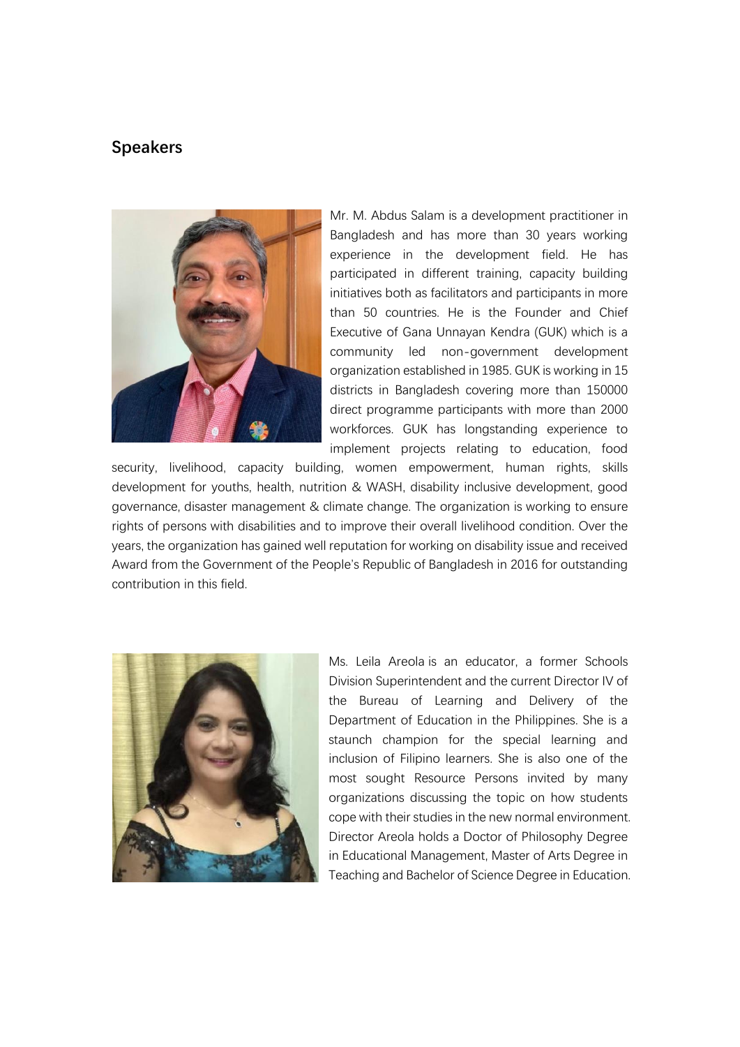## Speakers

Mr. M. Abdus Salam is a development practitioner in Bangladesh and has more than 30 years working experience in the development field. He has participated in different training, capacity building initiatives both as facilitators and participants in more than 50 countries. He is the Founder and Chief Executive of Gana Unnayan Kendra (GUK) which is a community led non-government development organization established in 1985. GUK is working in 15 districts in Bangladesh covering more than 150000 direct programme participants with more than 2000 workforces. GUK has longstanding experience to implement projects relating to education, food security, livelihood, capacity building, women empowerment, human rights, skills development for youths, health, nutrition & WASH, disability inclusive development, good governance, disaster management & climate change. The organization is working to ensure rights of persons with disabilities and to improve their overall livelihood condition. Over the years, the organization has gained well reputation for working on disability issue and received Award from the Government of the People's Republic of Bangladesh in 2016 for outstanding contribution in this field.

Ms. Leila Areola is an educator, a former Schools Division Superintendent and the current Director IV of the Bureau of Learning and Delivery of the Department of Education in the Philippines. She is a staunch champion for the special learning and inclusion of Filipino learners. She is also one of the most sought Resource Persons invited by many organizations discussing the topic on how students cope with their studies in the new normal environment. Director Areola holds a Doctor of Philosophy Degree in Educational Management, Master of Arts Degree in Teaching and Bachelor of Science Degree in Education.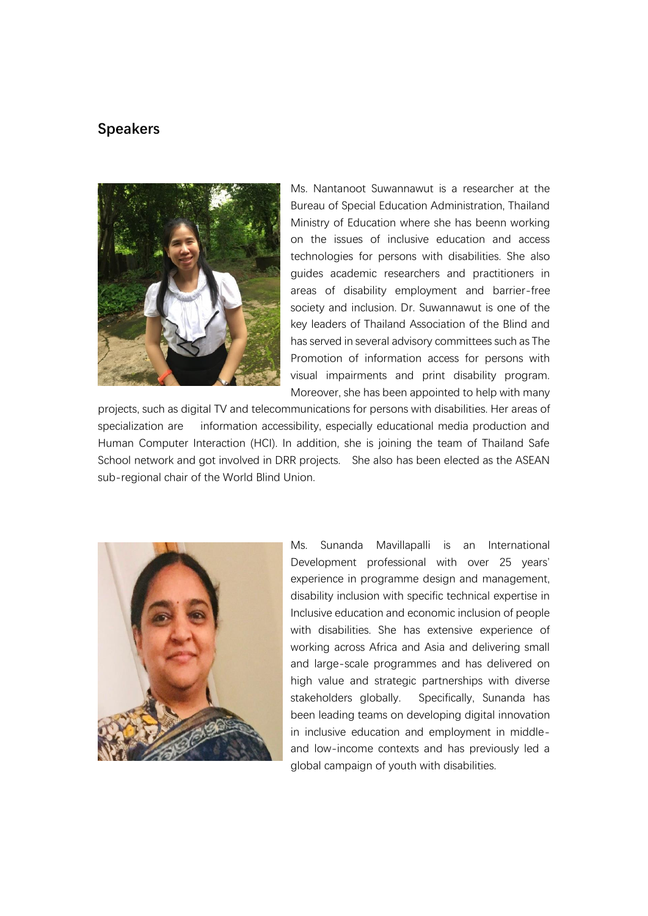## Speakers

Ms. Nantanoot Suwannawut is a researcher at the Bureau of Special Education Administration, Thailand Ministry of Education where she has beenn working on the issues of inclusive education and access technologies for persons with disabilities. She also guides academic researchers and practitioners in areas of disability employment and barrier-free society and inclusion. Dr. Suwannawut is one of the key leaders of Thailand Association of the Blind and has served in several advisory committees such as The Promotion of information access for persons with visual impairments and print disability program. Moreover, she has been appointed to help with many projects, such as digital TV and telecommunications for persons with disabilities. Her areas of specialization are information accessibility, especially educational media production and Human Computer Interaction (HCI). In addition, she is joining the team of Thailand Safe School network and got involved in DRR projects. She also has been elected as the ASEAN sub-regional chair of the World Blind Union.

Ms. Sunanda Mavillapalli is an International Development professional with over 25 years' experience in programme design and management, disability inclusion with specific technical expertise in Inclusive education and economic inclusion of people with disabilities. She has extensive experience of working across Africa and Asia and delivering small and large-scale programmes and has delivered on high value and strategic partnerships with diverse stakeholders globally. Specifically, Sunanda has been leading teams on developing digital innovation in inclusive education and employment in middle- and low-income contexts and has previously led a global campaign of youth with disabilities.